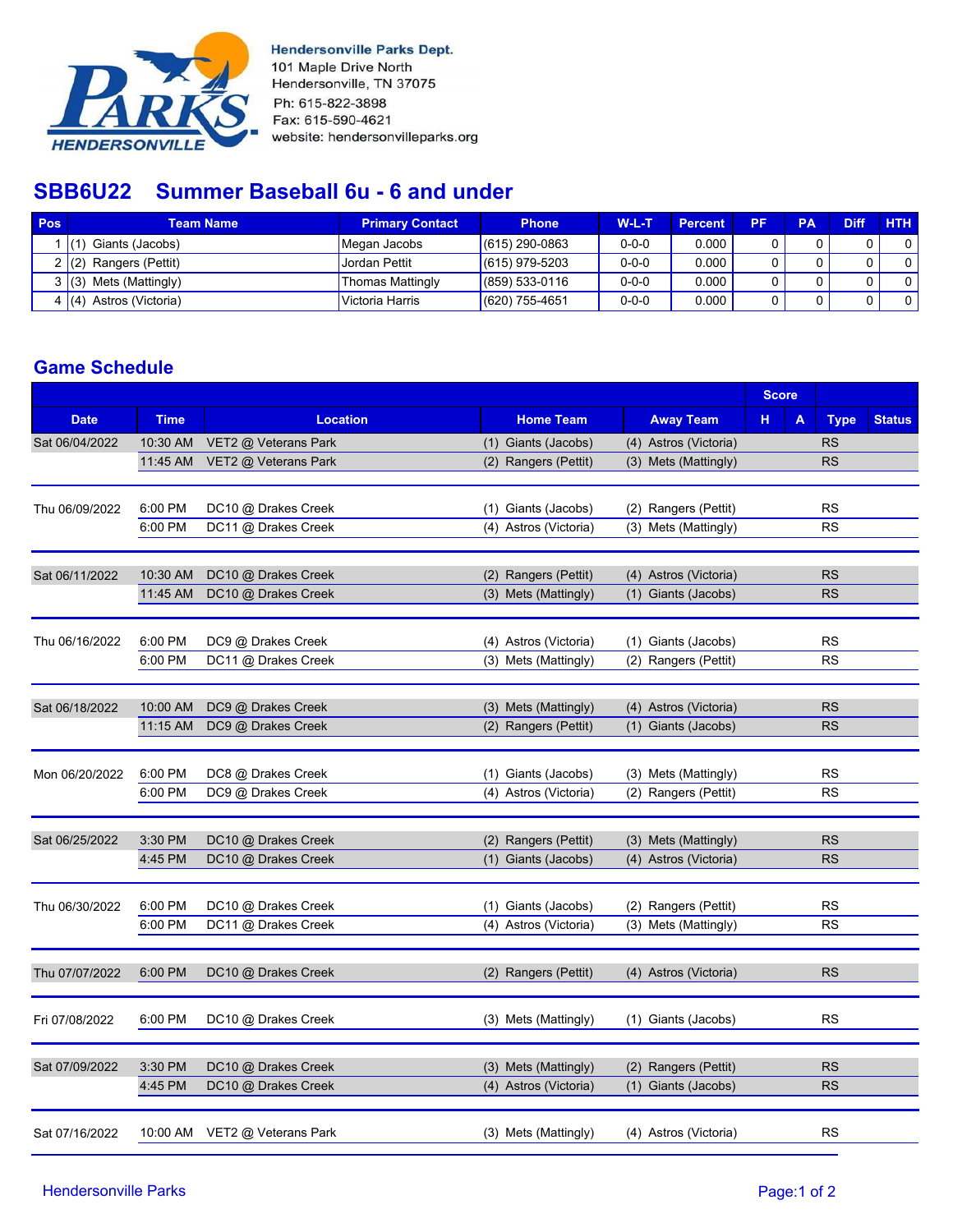Hendersonville Parks Dept.
101 Maple Drive North
Hendersonville, TN 37075
Ph: 615-822-3898
Fax: 615-590-4621
website: hendersonvilleparks.org

# SBB6U22 Summer Baseball 6u - 6 and under

| Pos | Team Name | Primary Contact | Phone | W-L-T | Percent | PF | PA | Diff | HTH |
|---|---|---|---|---|---|---|---|---|---|
| 1 | (1) Giants (Jacobs) | Megan Jacobs | (615) 290-0863 | 0-0-0 | 0.000 | 0 | 0 | 0 | 0 |
| 2 | (2) Rangers (Pettit) | Jordan Pettit | (615) 979-5203 | 0-0-0 | 0.000 | 0 | 0 | 0 | 0 |
| 3 | (3) Mets (Mattingly) | Thomas Mattingly | (859) 533-0116 | 0-0-0 | 0.000 | 0 | 0 | 0 | 0 |
| 4 | (4) Astros (Victoria) | Victoria Harris | (620) 755-4651 | 0-0-0 | 0.000 | 0 | 0 | 0 | 0 |

## Game Schedule

| Date | Time | Location | Home Team | Away Team | Score H | Score A | Type | Status |
|---|---|---|---|---|---|---|---|---|
| Sat 06/04/2022 | 10:30 AM | VET2 @ Veterans Park | (1) Giants (Jacobs) | (4) Astros (Victoria) | | | RS | |
| | 11:45 AM | VET2 @ Veterans Park | (2) Rangers (Pettit) | (3) Mets (Mattingly) | | | RS | |
| Thu 06/09/2022 | 6:00 PM | DC10 @ Drakes Creek | (1) Giants (Jacobs) | (2) Rangers (Pettit) | | | RS | |
| | 6:00 PM | DC11 @ Drakes Creek | (4) Astros (Victoria) | (3) Mets (Mattingly) | | | RS | |
| Sat 06/11/2022 | 10:30 AM | DC10 @ Drakes Creek | (2) Rangers (Pettit) | (4) Astros (Victoria) | | | RS | |
| | 11:45 AM | DC10 @ Drakes Creek | (3) Mets (Mattingly) | (1) Giants (Jacobs) | | | RS | |
| Thu 06/16/2022 | 6:00 PM | DC9 @ Drakes Creek | (4) Astros (Victoria) | (1) Giants (Jacobs) | | | RS | |
| | 6:00 PM | DC11 @ Drakes Creek | (3) Mets (Mattingly) | (2) Rangers (Pettit) | | | RS | |
| Sat 06/18/2022 | 10:00 AM | DC9 @ Drakes Creek | (3) Mets (Mattingly) | (4) Astros (Victoria) | | | RS | |
| | 11:15 AM | DC9 @ Drakes Creek | (2) Rangers (Pettit) | (1) Giants (Jacobs) | | | RS | |
| Mon 06/20/2022 | 6:00 PM | DC8 @ Drakes Creek | (1) Giants (Jacobs) | (3) Mets (Mattingly) | | | RS | |
| | 6:00 PM | DC9 @ Drakes Creek | (4) Astros (Victoria) | (2) Rangers (Pettit) | | | RS | |
| Sat 06/25/2022 | 3:30 PM | DC10 @ Drakes Creek | (2) Rangers (Pettit) | (3) Mets (Mattingly) | | | RS | |
| | 4:45 PM | DC10 @ Drakes Creek | (1) Giants (Jacobs) | (4) Astros (Victoria) | | | RS | |
| Thu 06/30/2022 | 6:00 PM | DC10 @ Drakes Creek | (1) Giants (Jacobs) | (2) Rangers (Pettit) | | | RS | |
| | 6:00 PM | DC11 @ Drakes Creek | (4) Astros (Victoria) | (3) Mets (Mattingly) | | | RS | |
| Thu 07/07/2022 | 6:00 PM | DC10 @ Drakes Creek | (2) Rangers (Pettit) | (4) Astros (Victoria) | | | RS | |
| Fri 07/08/2022 | 6:00 PM | DC10 @ Drakes Creek | (3) Mets (Mattingly) | (1) Giants (Jacobs) | | | RS | |
| Sat 07/09/2022 | 3:30 PM | DC10 @ Drakes Creek | (3) Mets (Mattingly) | (2) Rangers (Pettit) | | | RS | |
| | 4:45 PM | DC10 @ Drakes Creek | (4) Astros (Victoria) | (1) Giants (Jacobs) | | | RS | |
| Sat 07/16/2022 | 10:00 AM | VET2 @ Veterans Park | (3) Mets (Mattingly) | (4) Astros (Victoria) | | | RS | |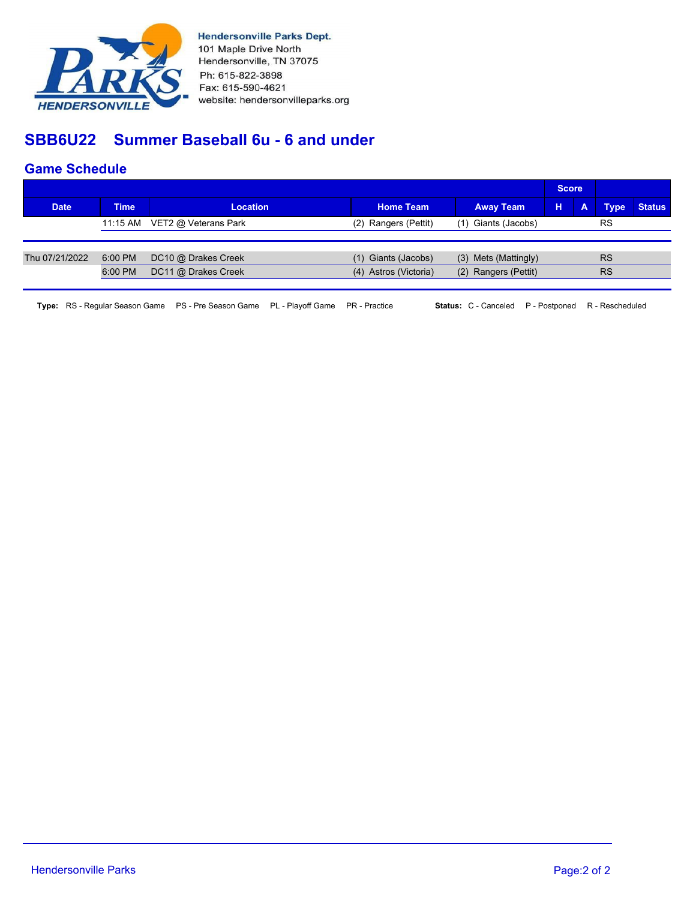Hendersonville Parks Dept.
101 Maple Drive North
Hendersonville, TN 37075
Ph: 615-822-3898
Fax: 615-590-4621
website: hendersonvilleparks.org

# SBB6U22 Summer Baseball 6u - 6 and under

## Game Schedule

| Date | Time | Location | Home Team | Away Team | Score H | Score A | Type | Status |
|---|---|---|---|---|---|---|---|---|
| | 11:15 AM | VET2 @ Veterans Park | (2) Rangers (Pettit) | (1) Giants (Jacobs) | | | RS | |
| Thu 07/21/2022 | 6:00 PM | DC10 @ Drakes Creek | (1) Giants (Jacobs) | (3) Mets (Mattingly) | | | RS | |
| | 6:00 PM | DC11 @ Drakes Creek | (4) Astros (Victoria) | (2) Rangers (Pettit) | | | RS | |

**Type:** RS - Regular Season Game PS - Pre Season Game PL - Playoff Game PR - Practice **Status:** C - Canceled P - Postponed R - Rescheduled